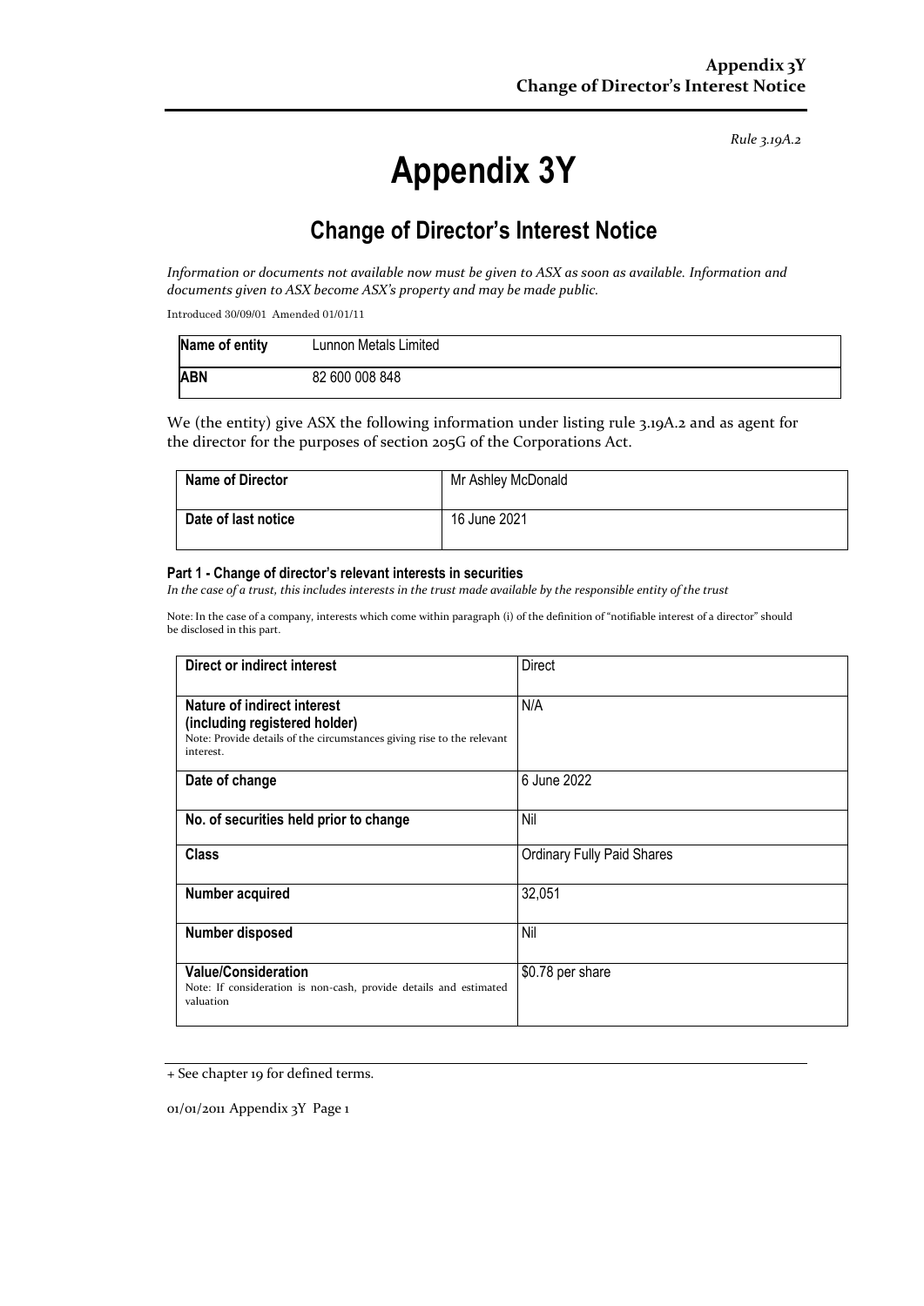*Rule 3.19A.2*

# Appendix 3Y

## Change of Director's Interest Notice

*Information or documents not available now must be given to ASX as soon as available. Information and documents given to ASX become ASX's property and may be made public.*

Introduced 30/09/01 Amended 01/01/11

| **Name of entity** | Lunnon Metals Limited |
|---|---|
| **ABN** | 82 600 008 848 |

We (the entity) give ASX the following information under listing rule 3.19A.2 and as agent for the director for the purposes of section 205G of the Corporations Act.

| **Name of Director** | Mr Ashley McDonald |
|---|---|
| **Date of last notice** | 16 June 2021 |

### Part 1 - Change of director's relevant interests in securities

*In the case of a trust, this includes interests in the trust made available by the responsible entity of the trust*

Note: In the case of a company, interests which come within paragraph (i) of the definition of "notifiable interest of a director" should be disclosed in this part.

| **Direct or indirect interest** | Direct |
|---|---|
| **Nature of indirect interest (including registered holder)** Note: Provide details of the circumstances giving rise to the relevant interest. | N/A |
| **Date of change** | 6 June 2022 |
| **No. of securities held prior to change** | Nil |
| **Class** | Ordinary Fully Paid Shares |
| **Number acquired** | 32,051 |
| **Number disposed** | Nil |
| **Value/Consideration** Note: If consideration is non-cash, provide details and estimated valuation | $0.78 per share |

+ See chapter 19 for defined terms.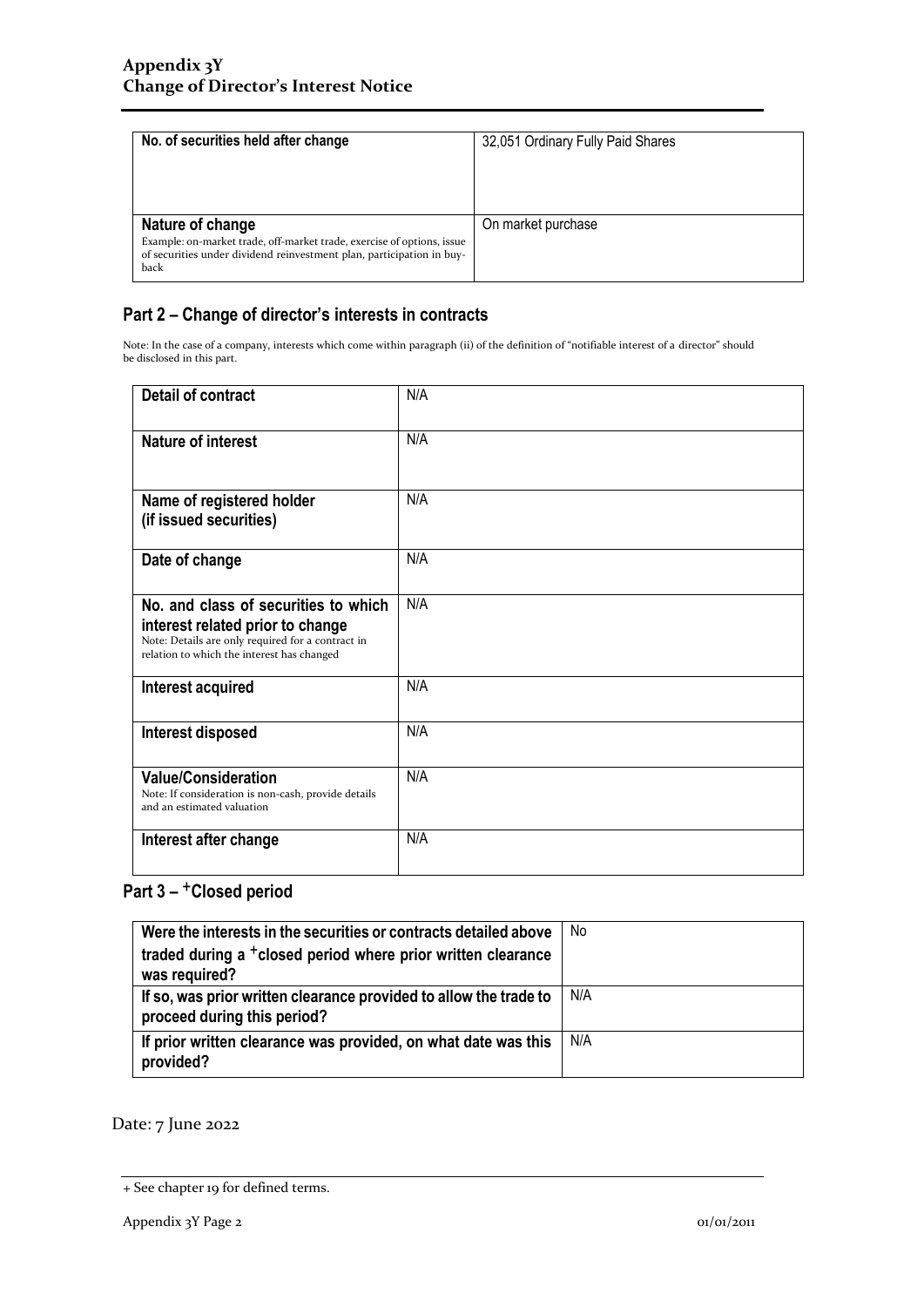| | |
|---|---|
| **No. of securities held after change** | 32,051 Ordinary Fully Paid Shares |
| **Nature of change**<br>Example: on-market trade, off-market trade, exercise of options, issue of securities under dividend reinvestment plan, participation in buy-back | On market purchase |

## Part 2 – Change of director's interests in contracts

Note: In the case of a company, interests which come within paragraph (ii) of the definition of "notifiable interest of a director" should be disclosed in this part.

| | |
|---|---|
| **Detail of contract** | N/A |
| **Nature of interest** | N/A |
| **Name of registered holder (if issued securities)** | N/A |
| **Date of change** | N/A |
| **No. and class of securities to which interest related prior to change**<br>Note: Details are only required for a contract in relation to which the interest has changed | N/A |
| **Interest acquired** | N/A |
| **Interest disposed** | N/A |
| **Value/Consideration**<br>Note: If consideration is non-cash, provide details and an estimated valuation | N/A |
| **Interest after change** | N/A |

## Part 3 – +Closed period

| | |
|---|---|
| **Were the interests in the securities or contracts detailed above traded during a +closed period where prior written clearance was required?** | No |
| **If so, was prior written clearance provided to allow the trade to proceed during this period?** | N/A |
| **If prior written clearance was provided, on what date was this provided?** | N/A |

Date: 7 June 2022

+ See chapter 19 for defined terms.